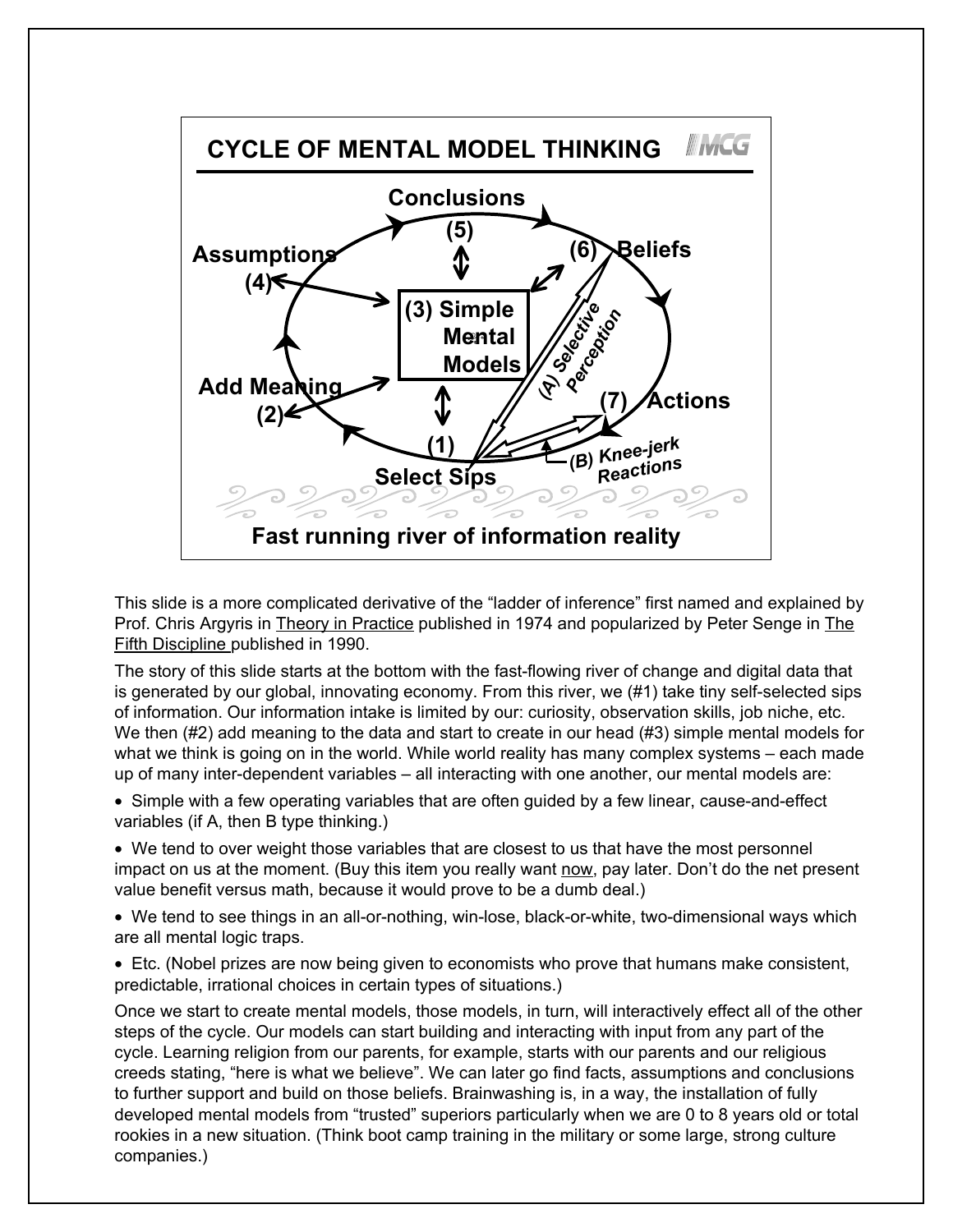## CYCLE OF MENTAL MODEL THINKING

Conclusions (5)

Assumptions (4)

(6) Beliefs

(3) Simple Mental Models

(A) Selective Perception

Add Meaning (2)

(7) Actions

(1) Select Sips

(B) Knee-jerk Reactions

Fast running river of information reality

This slide is a more complicated derivative of the "ladder of inference" first named and explained by Prof. Chris Argyris in Theory in Practice published in 1974 and popularized by Peter Senge in The Fifth Discipline published in 1990.

The story of this slide starts at the bottom with the fast-flowing river of change and digital data that is generated by our global, innovating economy. From this river, we (#1) take tiny self-selected sips of information. Our information intake is limited by our: curiosity, observation skills, job niche, etc. We then (#2) add meaning to the data and start to create in our head (#3) simple mental models for what we think is going on in the world. While world reality has many complex systems – each made up of many inter-dependent variables – all interacting with one another, our mental models are:

- Simple with a few operating variables that are often guided by a few linear, cause-and-effect variables (if A, then B type thinking.)
- We tend to over weight those variables that are closest to us that have the most personnel impact on us at the moment. (Buy this item you really want now, pay later. Don't do the net present value benefit versus math, because it would prove to be a dumb deal.)
- We tend to see things in an all-or-nothing, win-lose, black-or-white, two-dimensional ways which are all mental logic traps.
- Etc. (Nobel prizes are now being given to economists who prove that humans make consistent, predictable, irrational choices in certain types of situations.)

Once we start to create mental models, those models, in turn, will interactively effect all of the other steps of the cycle. Our models can start building and interacting with input from any part of the cycle. Learning religion from our parents, for example, starts with our parents and our religious creeds stating, "here is what we believe". We can later go find facts, assumptions and conclusions to further support and build on those beliefs. Brainwashing is, in a way, the installation of fully developed mental models from "trusted" superiors particularly when we are 0 to 8 years old or total rookies in a new situation. (Think boot camp training in the military or some large, strong culture companies.)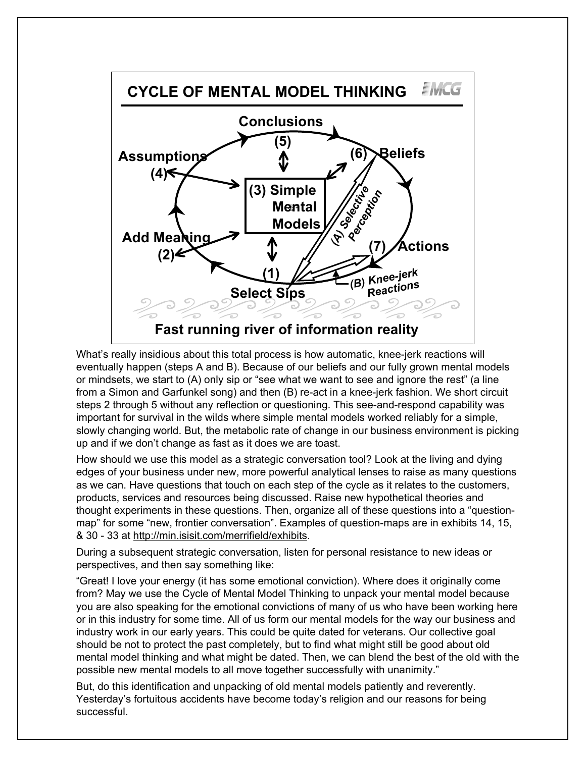CYCLE OF MENTAL MODEL THINKING

MCG

Conclusions (5)

Assumptions (4)

(6) Beliefs

(3) Simple Mental Models

Add Meaning (2)

(A) Selective Perception

(7) Actions

(1) Select Sips

(B) Knee-jerk Reactions

Fast running river of information reality

What's really insidious about this total process is how automatic, knee-jerk reactions will eventually happen (steps A and B). Because of our beliefs and our fully grown mental models or mindsets, we start to (A) only sip or "see what we want to see and ignore the rest" (a line from a Simon and Garfunkel song) and then (B) re-act in a knee-jerk fashion. We short circuit steps 2 through 5 without any reflection or questioning. This see-and-respond capability was important for survival in the wilds where simple mental models worked reliably for a simple, slowly changing world. But, the metabolic rate of change in our business environment is picking up and if we don't change as fast as it does we are toast.

How should we use this model as a strategic conversation tool? Look at the living and dying edges of your business under new, more powerful analytical lenses to raise as many questions as we can. Have questions that touch on each step of the cycle as it relates to the customers, products, services and resources being discussed. Raise new hypothetical theories and thought experiments in these questions. Then, organize all of these questions into a "question-map" for some "new, frontier conversation". Examples of question-maps are in exhibits 14, 15, & 30 - 33 at http://min.isisit.com/merrifield/exhibits.

During a subsequent strategic conversation, listen for personal resistance to new ideas or perspectives, and then say something like:

"Great! I love your energy (it has some emotional conviction). Where does it originally come from? May we use the Cycle of Mental Model Thinking to unpack your mental model because you are also speaking for the emotional convictions of many of us who have been working here or in this industry for some time. All of us form our mental models for the way our business and industry work in our early years. This could be quite dated for veterans. Our collective goal should be not to protect the past completely, but to find what might still be good about old mental model thinking and what might be dated. Then, we can blend the best of the old with the possible new mental models to all move together successfully with unanimity."

But, do this identification and unpacking of old mental models patiently and reverently. Yesterday's fortuitous accidents have become today's religion and our reasons for being successful.